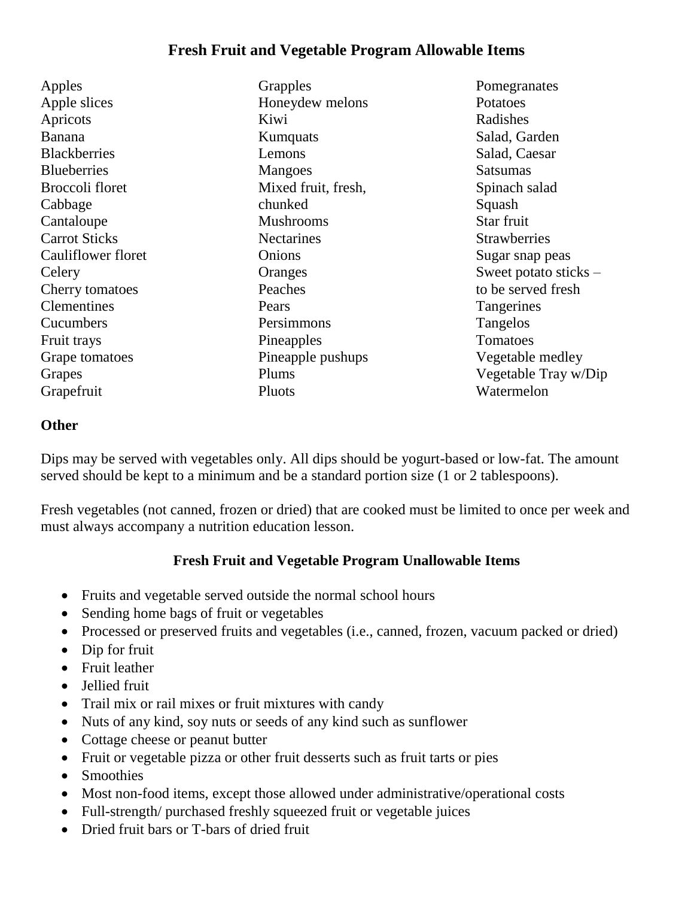# Fresh Fruit and Vegetable Program Allowable Items

Apples
Apple slices
Apricots
Banana
Blackberries
Blueberries
Broccoli floret
Cabbage
Cantaloupe
Carrot Sticks
Cauliflower floret
Celery
Cherry tomatoes
Clementines
Cucumbers
Fruit trays
Grape tomatoes
Grapes
Grapefruit
Grapples
Honeydew melons
Kiwi
Kumquats
Lemons
Mangoes
Mixed fruit, fresh, chunked
Mushrooms
Nectarines
Onions
Oranges
Peaches
Pears
Persimmons
Pineapples
Pineapple pushups
Plums
Pluots
Pomegranates
Potatoes
Radishes
Salad, Garden
Salad, Caesar
Satsumas
Spinach salad
Squash
Star fruit
Strawberries
Sugar snap peas
Sweet potato sticks – to be served fresh
Tangerines
Tangelos
Tomatoes
Vegetable medley
Vegetable Tray w/Dip
Watermelon

**Other**

Dips may be served with vegetables only. All dips should be yogurt-based or low-fat. The amount served should be kept to a minimum and be a standard portion size (1 or 2 tablespoons).

Fresh vegetables (not canned, frozen or dried) that are cooked must be limited to once per week and must always accompany a nutrition education lesson.

## Fresh Fruit and Vegetable Program Unallowable Items

- Fruits and vegetable served outside the normal school hours
- Sending home bags of fruit or vegetables
- Processed or preserved fruits and vegetables (i.e., canned, frozen, vacuum packed or dried)
- Dip for fruit
- Fruit leather
- Jellied fruit
- Trail mix or rail mixes or fruit mixtures with candy
- Nuts of any kind, soy nuts or seeds of any kind such as sunflower
- Cottage cheese or peanut butter
- Fruit or vegetable pizza or other fruit desserts such as fruit tarts or pies
- Smoothies
- Most non-food items, except those allowed under administrative/operational costs
- Full-strength/ purchased freshly squeezed fruit or vegetable juices
- Dried fruit bars or T-bars of dried fruit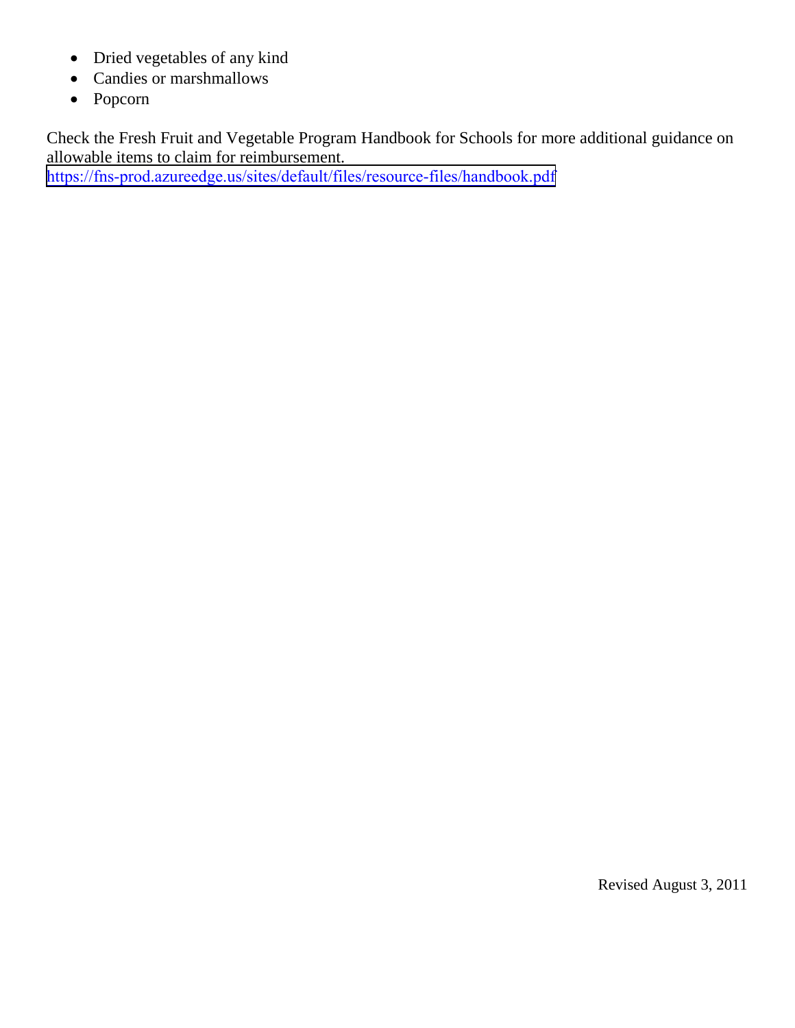- Dried vegetables of any kind
- Candies or marshmallows
- Popcorn

Check the Fresh Fruit and Vegetable Program Handbook for Schools for more additional guidance on allowable items to claim for reimbursement.
https://fns-prod.azureedge.us/sites/default/files/resource-files/handbook.pdf

Revised August 3, 2011